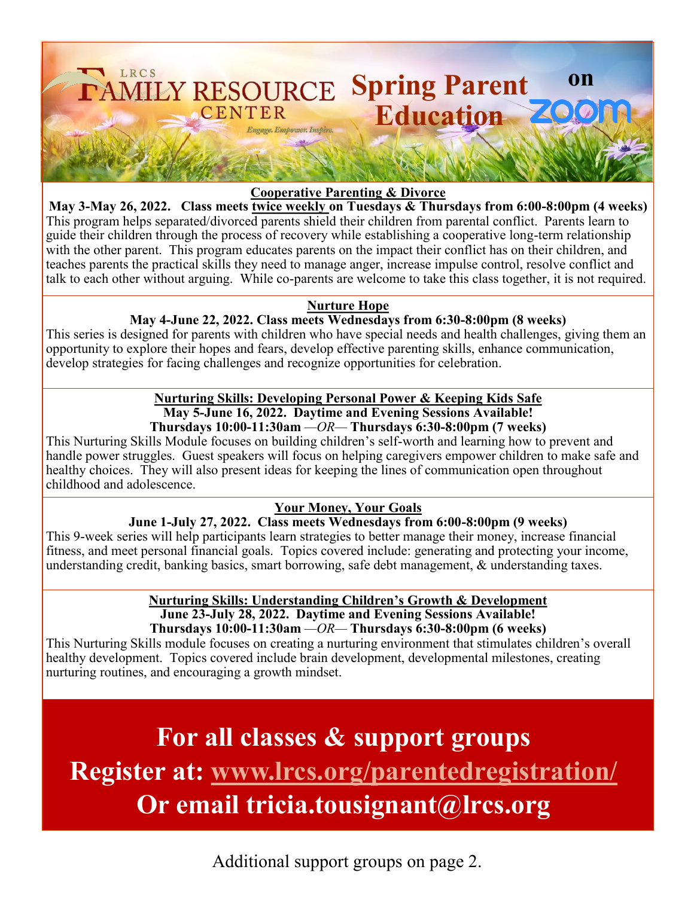LRCS **FAMILY RESOURCE CENTER**

*Engage. Empower. Inspire.*

# Spring Parent Education on ZOOM

## Cooperative Parenting & Divorce

**May 3-May 26, 2022. Class meets twice weekly on Tuesdays & Thursdays from 6:00-8:00pm (4 weeks)**

This program helps separated/divorced parents shield their children from parental conflict. Parents learn to guide their children through the process of recovery while establishing a cooperative long-term relationship with the other parent. This program educates parents on the impact their conflict has on their children, and teaches parents the practical skills they need to manage anger, increase impulse control, resolve conflict and talk to each other without arguing. While co-parents are welcome to take this class together, it is not required.

## Nurture Hope

**May 4-June 22, 2022. Class meets Wednesdays from 6:30-8:00pm (8 weeks)**

This series is designed for parents with children who have special needs and health challenges, giving them an opportunity to explore their hopes and fears, develop effective parenting skills, enhance communication, develop strategies for facing challenges and recognize opportunities for celebration.

## Nurturing Skills: Developing Personal Power & Keeping Kids Safe

**May 5-June 16, 2022. Daytime and Evening Sessions Available!**

**Thursdays 10:00-11:30am** —*OR*— **Thursdays 6:30-8:00pm (7 weeks)**

This Nurturing Skills Module focuses on building children's self-worth and learning how to prevent and handle power struggles. Guest speakers will focus on helping caregivers empower children to make safe and healthy choices. They will also present ideas for keeping the lines of communication open throughout childhood and adolescence.

## Your Money, Your Goals

**June 1-July 27, 2022. Class meets Wednesdays from 6:00-8:00pm (9 weeks)**

This 9-week series will help participants learn strategies to better manage their money, increase financial fitness, and meet personal financial goals. Topics covered include: generating and protecting your income, understanding credit, banking basics, smart borrowing, safe debt management, & understanding taxes.

## Nurturing Skills: Understanding Children's Growth & Development

**June 23-July 28, 2022. Daytime and Evening Sessions Available!**

**Thursdays 10:00-11:30am** —*OR*— **Thursdays 6:30-8:00pm (6 weeks)**

This Nurturing Skills module focuses on creating a nurturing environment that stimulates children's overall healthy development. Topics covered include brain development, developmental milestones, creating nurturing routines, and encouraging a growth mindset.

**For all classes & support groups**

**Register at: www.lrcs.org/parentedregistration/**

**Or email tricia.tousignant@lrcs.org**

Additional support groups on page 2.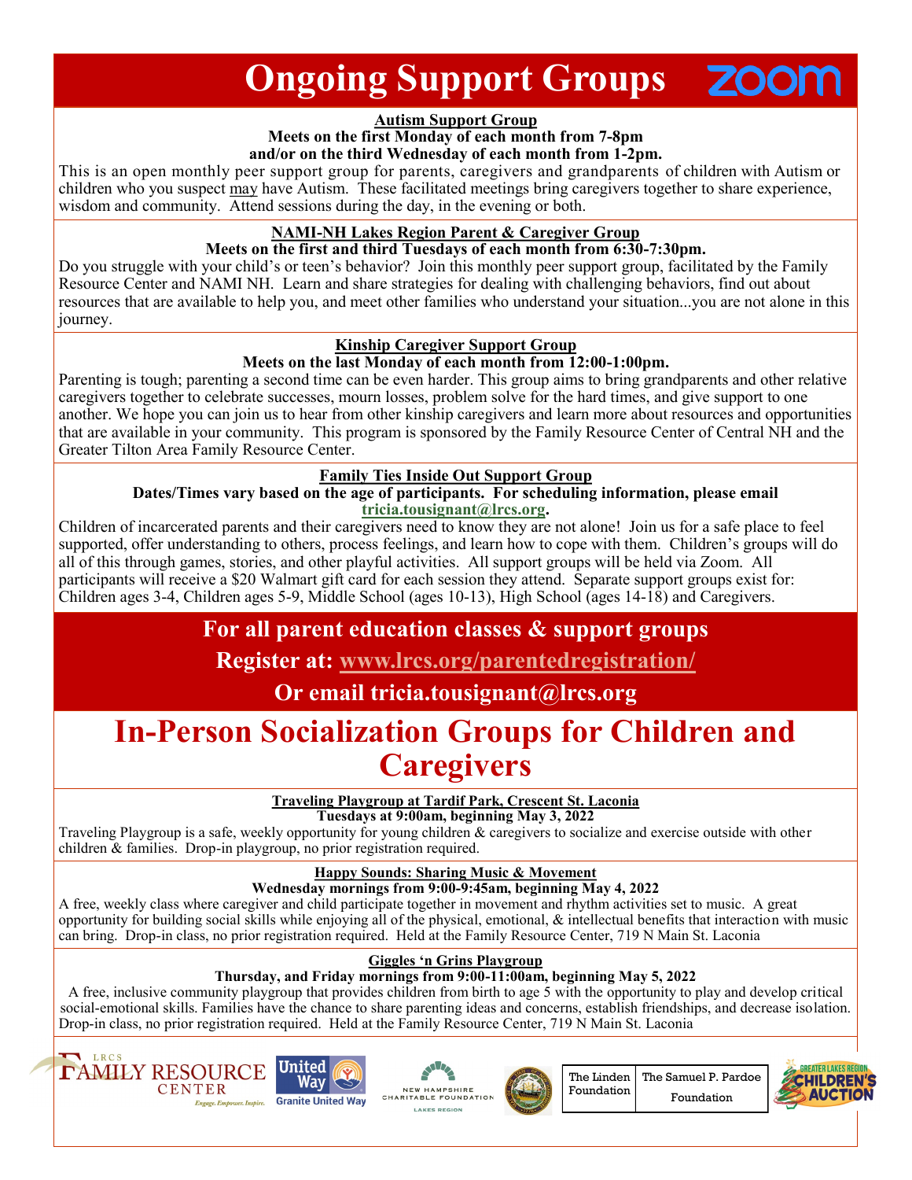# Ongoing Support Groups ZOOM

**Autism Support Group**

**Meets on the first Monday of each month from 7-8pm**
**and/or on the third Wednesday of each month from 1-2pm.**

This is an open monthly peer support group for parents, caregivers and grandparents of children with Autism or children who you suspect may have Autism. These facilitated meetings bring caregivers together to share experience, wisdom and community. Attend sessions during the day, in the evening or both.

**NAMI-NH Lakes Region Parent & Caregiver Group**

**Meets on the first and third Tuesdays of each month from 6:30-7:30pm.**

Do you struggle with your child's or teen's behavior? Join this monthly peer support group, facilitated by the Family Resource Center and NAMI NH. Learn and share strategies for dealing with challenging behaviors, find out about resources that are available to help you, and meet other families who understand your situation...you are not alone in this journey.

**Kinship Caregiver Support Group**

**Meets on the last Monday of each month from 12:00-1:00pm.**

Parenting is tough; parenting a second time can be even harder. This group aims to bring grandparents and other relative caregivers together to celebrate successes, mourn losses, problem solve for the hard times, and give support to one another. We hope you can join us to hear from other kinship caregivers and learn more about resources and opportunities that are available in your community. This program is sponsored by the Family Resource Center of Central NH and the Greater Tilton Area Family Resource Center.

**Family Ties Inside Out Support Group**

**Dates/Times vary based on the age of participants. For scheduling information, please email tricia.tousignant@lrcs.org.**

Children of incarcerated parents and their caregivers need to know they are not alone! Join us for a safe place to feel supported, offer understanding to others, process feelings, and learn how to cope with them. Children's groups will do all of this through games, stories, and other playful activities. All support groups will be held via Zoom. All participants will receive a $20 Walmart gift card for each session they attend. Separate support groups exist for: Children ages 3-4, Children ages 5-9, Middle School (ages 10-13), High School (ages 14-18) and Caregivers.

**For all parent education classes & support groups**

**Register at: www.lrcs.org/parentedregistration/**

**Or email tricia.tousignant@lrcs.org**

# In-Person Socialization Groups for Children and Caregivers

**Traveling Playgroup at Tardif Park, Crescent St. Laconia**

**Tuesdays at 9:00am, beginning May 3, 2022**

Traveling Playgroup is a safe, weekly opportunity for young children & caregivers to socialize and exercise outside with other children & families. Drop-in playgroup, no prior registration required.

**Happy Sounds: Sharing Music & Movement**

**Wednesday mornings from 9:00-9:45am, beginning May 4, 2022**

A free, weekly class where caregiver and child participate together in movement and rhythm activities set to music. A great opportunity for building social skills while enjoying all of the physical, emotional, & intellectual benefits that interaction with music can bring. Drop-in class, no prior registration required. Held at the Family Resource Center, 719 N Main St. Laconia

**Giggles 'n Grins Playgroup**

**Thursday, and Friday mornings from 9:00-11:00am, beginning May 5, 2022**

A free, inclusive community playgroup that provides children from birth to age 5 with the opportunity to play and develop critical social-emotional skills. Families have the chance to share parenting ideas and concerns, establish friendships, and decrease isolation. Drop-in class, no prior registration required. Held at the Family Resource Center, 719 N Main St. Laconia

LRCS Family Resource Center — Engage. Empower. Inspire. | United Way — Granite United Way | New Hampshire Charitable Foundation — Lakes Region | The Linden Foundation | The Samuel P. Pardoe Foundation | Greater Lakes Region Children's Auction